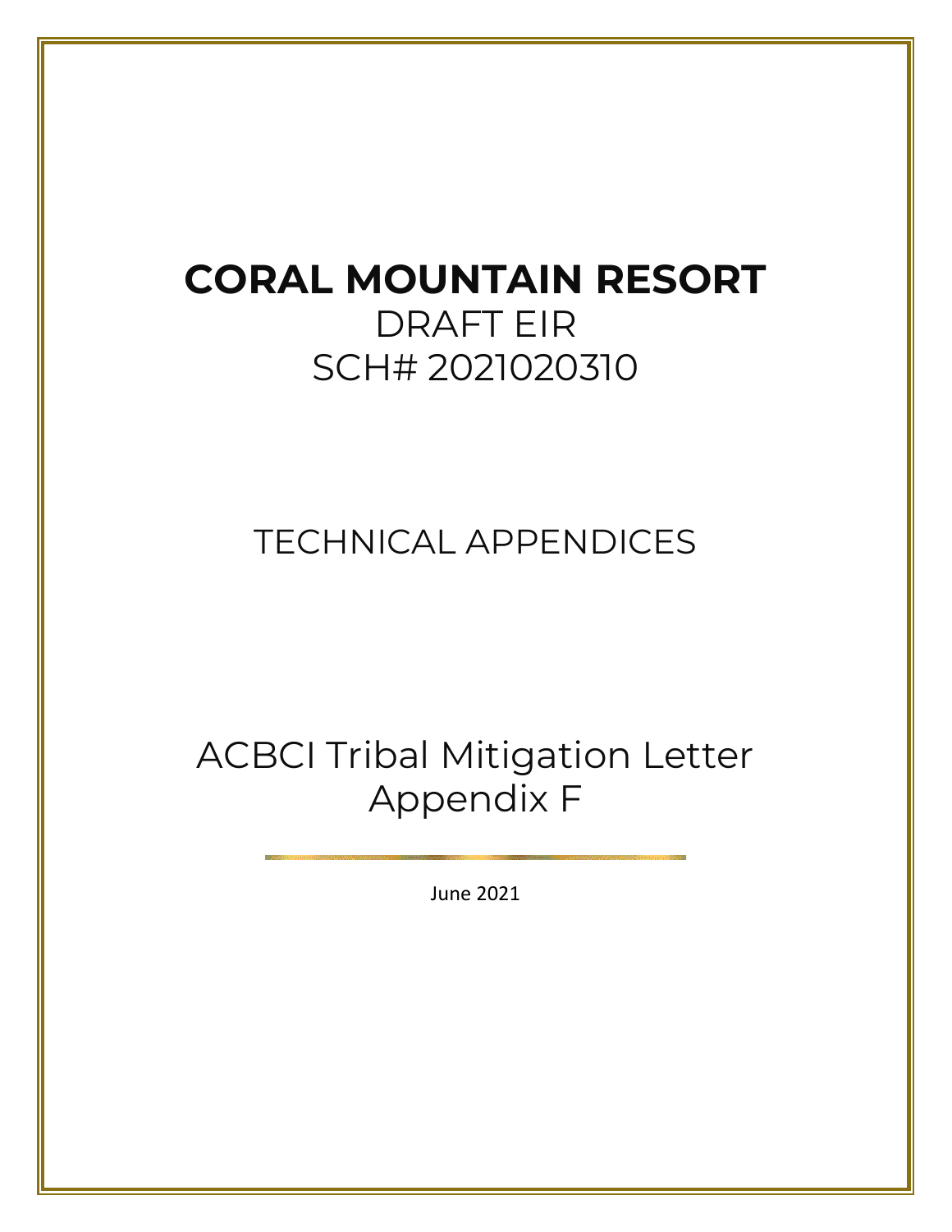# CORAL MOUNTAIN RESORT

DRAFT EIR

SCH# 2021020310

TECHNICAL APPENDICES

ACBCI Tribal Mitigation Letter

Appendix F

June 2021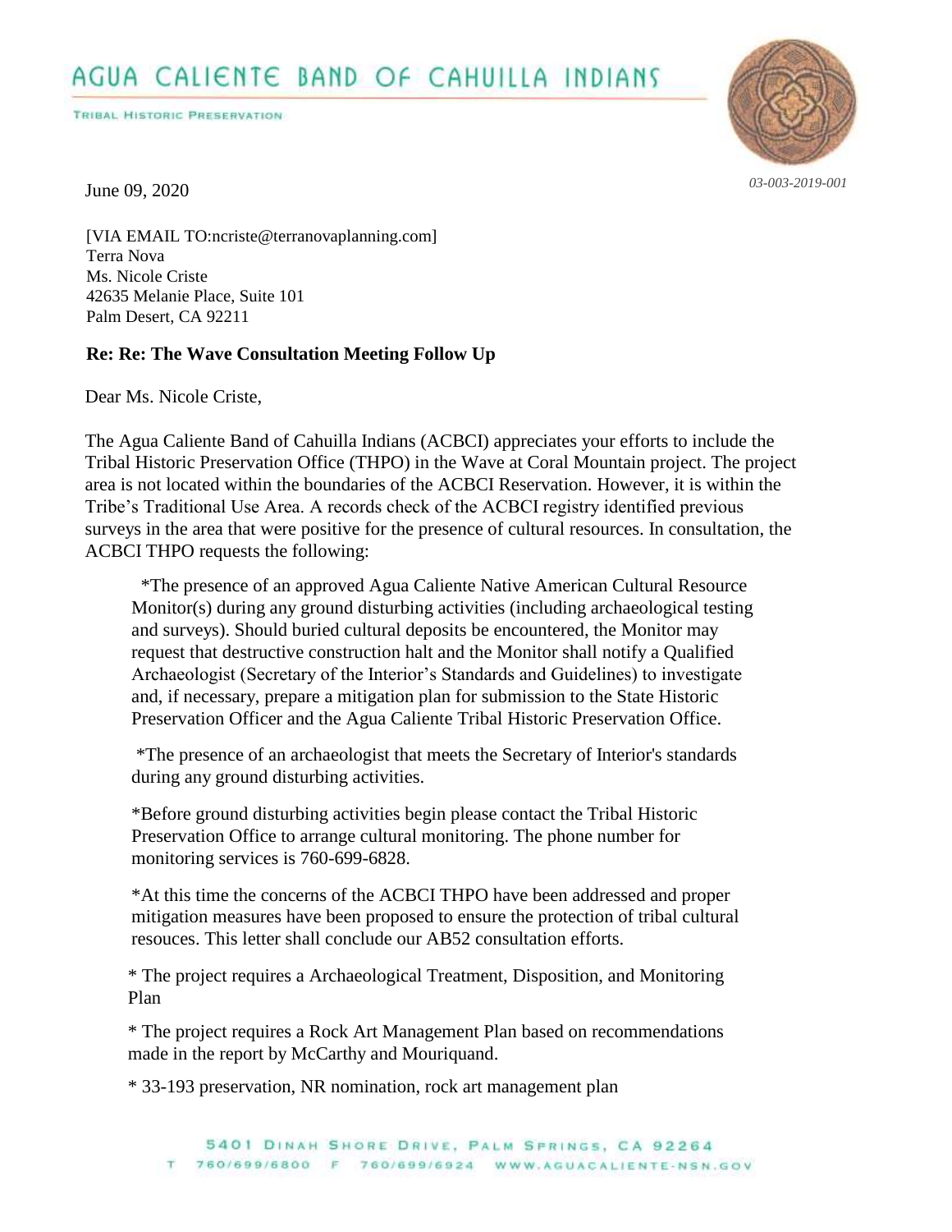# AGUA CALIENTE BAND OF CAHUILLA INDIANS

TRIBAL HISTORIC PRESERVATION

*03-003-2019-001*

June 09, 2020

[VIA EMAIL TO:ncriste@terranovaplanning.com]
Terra Nova
Ms. Nicole Criste
42635 Melanie Place, Suite 101
Palm Desert, CA 92211

**Re: Re: The Wave Consultation Meeting Follow Up**

Dear Ms. Nicole Criste,

The Agua Caliente Band of Cahuilla Indians (ACBCI) appreciates your efforts to include the Tribal Historic Preservation Office (THPO) in the Wave at Coral Mountain project. The project area is not located within the boundaries of the ACBCI Reservation. However, it is within the Tribe's Traditional Use Area. A records check of the ACBCI registry identified previous surveys in the area that were positive for the presence of cultural resources. In consultation, the ACBCI THPO requests the following:

*The presence of an approved Agua Caliente Native American Cultural Resource Monitor(s) during any ground disturbing activities (including archaeological testing and surveys). Should buried cultural deposits be encountered, the Monitor may request that destructive construction halt and the Monitor shall notify a Qualified Archaeologist (Secretary of the Interior's Standards and Guidelines) to investigate and, if necessary, prepare a mitigation plan for submission to the State Historic Preservation Officer and the Agua Caliente Tribal Historic Preservation Office.

*The presence of an archaeologist that meets the Secretary of Interior's standards during any ground disturbing activities.

*Before ground disturbing activities begin please contact the Tribal Historic Preservation Office to arrange cultural monitoring. The phone number for monitoring services is 760-699-6828.

*At this time the concerns of the ACBCI THPO have been addressed and proper mitigation measures have been proposed to ensure the protection of tribal cultural resouces. This letter shall conclude our AB52 consultation efforts.

* The project requires a Archaeological Treatment, Disposition, and Monitoring Plan

* The project requires a Rock Art Management Plan based on recommendations made in the report by McCarthy and Mouriquand.

* 33-193 preservation, NR nomination, rock art management plan

5401 DINAH SHORE DRIVE, PALM SPRINGS, CA 92264
T 760/699/6800 F 760/699/6924 WWW.AGUACALIENTE-NSN.GOV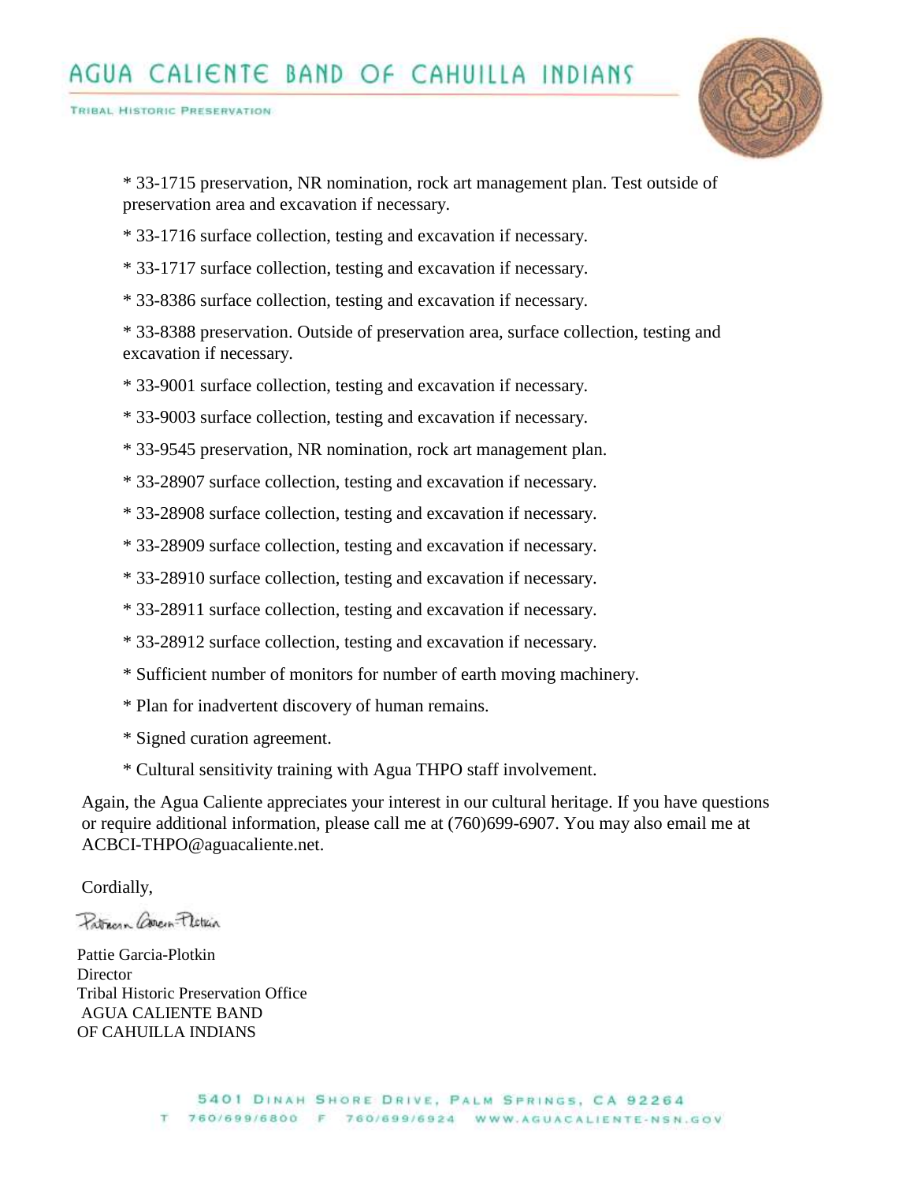* 33-1715 preservation, NR nomination, rock art management plan. Test outside of preservation area and excavation if necessary.

* 33-1716 surface collection, testing and excavation if necessary.

* 33-1717 surface collection, testing and excavation if necessary.

* 33-8386 surface collection, testing and excavation if necessary.

* 33-8388 preservation. Outside of preservation area, surface collection, testing and excavation if necessary.

* 33-9001 surface collection, testing and excavation if necessary.

* 33-9003 surface collection, testing and excavation if necessary.

* 33-9545 preservation, NR nomination, rock art management plan.

* 33-28907 surface collection, testing and excavation if necessary.

* 33-28908 surface collection, testing and excavation if necessary.

* 33-28909 surface collection, testing and excavation if necessary.

* 33-28910 surface collection, testing and excavation if necessary.

* 33-28911 surface collection, testing and excavation if necessary.

* 33-28912 surface collection, testing and excavation if necessary.

* Sufficient number of monitors for number of earth moving machinery.

* Plan for inadvertent discovery of human remains.

* Signed curation agreement.

* Cultural sensitivity training with Agua THPO staff involvement.

Again, the Agua Caliente appreciates your interest in our cultural heritage. If you have questions or require additional information, please call me at (760)699-6907. You may also email me at ACBCI-THPO@aguacaliente.net.

Cordially,

Pattie Garcia-Plotkin
Director
Tribal Historic Preservation Office
AGUA CALIENTE BAND
OF CAHUILLA INDIANS